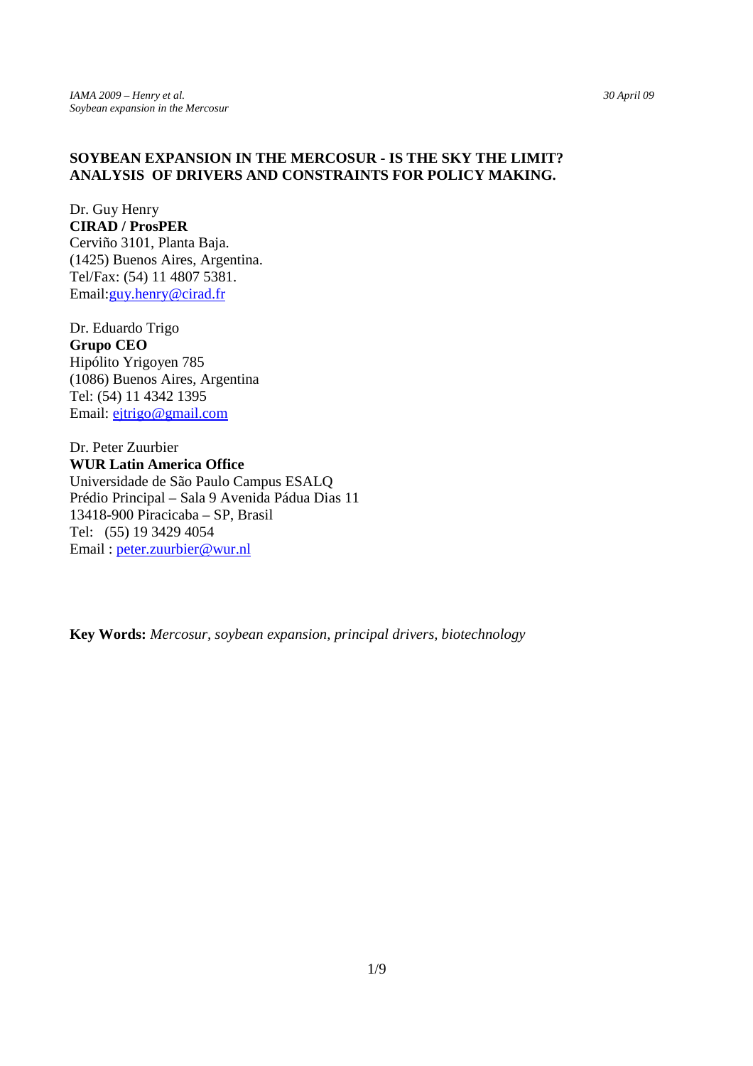# SOYBEAN EXPANSION IN THE MERCOSUR - IS THE SKY THE LIMIT? ANALYSIS OF DRIVERS AND CONSTRAINTS FOR POLICY MAKING.

Dr. Guy Henry
**CIRAD / ProsPER**
Cerviño 3101, Planta Baja.
(1425) Buenos Aires, Argentina.
Tel/Fax: (54) 11 4807 5381.
Email:guy.henry@cirad.fr

Dr. Eduardo Trigo
**Grupo CEO**
Hipólito Yrigoyen 785
(1086) Buenos Aires, Argentina
Tel: (54) 11 4342 1395
Email: ejtrigo@gmail.com

Dr. Peter Zuurbier
**WUR Latin America Office**
Universidade de São Paulo Campus ESALQ
Prédio Principal – Sala 9 Avenida Pádua Dias 11
13418-900 Piracicaba – SP, Brasil
Tel: (55) 19 3429 4054
Email : peter.zuurbier@wur.nl

**Key Words:** *Mercosur, soybean expansion, principal drivers, biotechnology*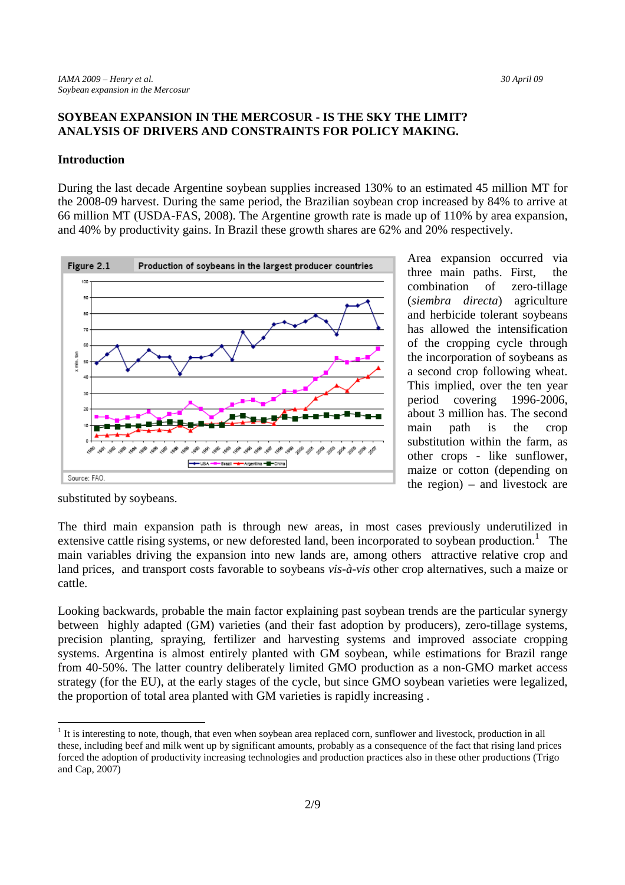# SOYBEAN EXPANSION IN THE MERCOSUR - IS THE SKY THE LIMIT? ANALYSIS OF DRIVERS AND CONSTRAINTS FOR POLICY MAKING.

## Introduction

During the last decade Argentine soybean supplies increased 130% to an estimated 45 million MT for the 2008-09 harvest. During the same period, the Brazilian soybean crop increased by 84% to arrive at 66 million MT (USDA-FAS, 2008). The Argentine growth rate is made up of 110% by area expansion, and 40% by productivity gains. In Brazil these growth shares are 62% and 20% respectively.

Figure 2.1 Production of soybeans in the largest producer countries

Source: FAO.

Area expansion occurred via three main paths. First, the combination of zero-tillage (*siembra directa*) agriculture and herbicide tolerant soybeans has allowed the intensification of the cropping cycle through the incorporation of soybeans as a second crop following wheat. This implied, over the ten year period covering 1996-2006, about 3 million has. The second main path is the crop substitution within the farm, as other crops - like sunflower, maize or cotton (depending on the region) – and livestock are substituted by soybeans.

The third main expansion path is through new areas, in most cases previously underutilized in extensive cattle rising systems, or new deforested land, been incorporated to soybean production.[1] The main variables driving the expansion into new lands are, among others attractive relative crop and land prices, and transport costs favorable to soybeans *vis-à-vis* other crop alternatives, such a maize or cattle.

Looking backwards, probable the main factor explaining past soybean trends are the particular synergy between highly adapted (GM) varieties (and their fast adoption by producers), zero-tillage systems, precision planting, spraying, fertilizer and harvesting systems and improved associate cropping systems. Argentina is almost entirely planted with GM soybean, while estimations for Brazil range from 40-50%. The latter country deliberately limited GMO production as a non-GMO market access strategy (for the EU), at the early stages of the cycle, but since GMO soybean varieties were legalized, the proportion of total area planted with GM varieties is rapidly increasing .

---

[1] It is interesting to note, though, that even when soybean area replaced corn, sunflower and livestock, production in all these, including beef and milk went up by significant amounts, probably as a consequence of the fact that rising land prices forced the adoption of productivity increasing technologies and production practices also in these other productions (Trigo and Cap, 2007)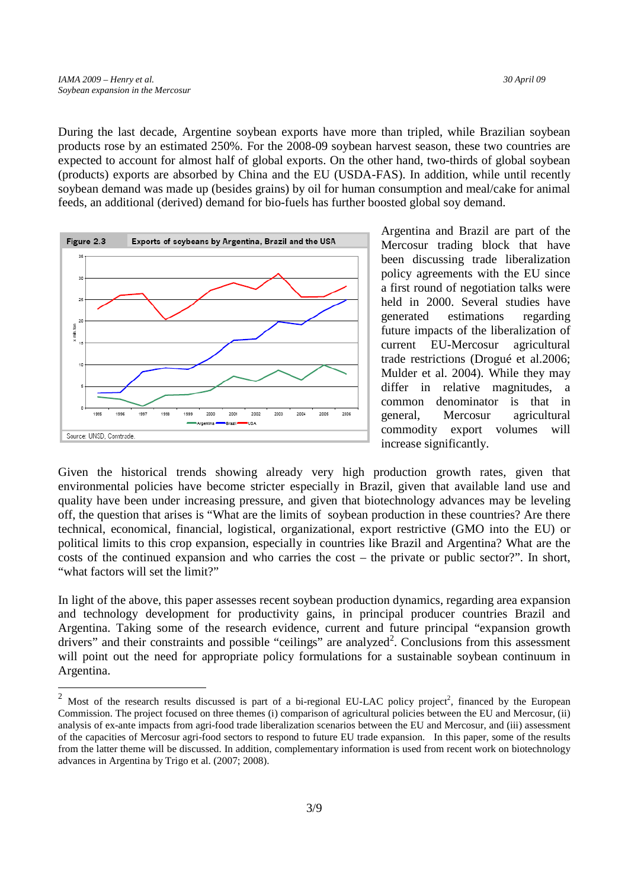During the last decade, Argentine soybean exports have more than tripled, while Brazilian soybean products rose by an estimated 250%. For the 2008-09 soybean harvest season, these two countries are expected to account for almost half of global exports. On the other hand, two-thirds of global soybean (products) exports are absorbed by China and the EU (USDA-FAS). In addition, while until recently soybean demand was made up (besides grains) by oil for human consumption and meal/cake for animal feeds, an additional (derived) demand for bio-fuels has further boosted global soy demand.

**Figure 2.3** Exports of soybeans by Argentina, Brazil and the USA

Source: UNSD, Comtrade.

Argentina and Brazil are part of the Mercosur trading block that have been discussing trade liberalization policy agreements with the EU since a first round of negotiation talks were held in 2000. Several studies have generated estimations regarding future impacts of the liberalization of current EU-Mercosur agricultural trade restrictions (Drogué et al.2006; Mulder et al. 2004). While they may differ in relative magnitudes, a common denominator is that in general, Mercosur agricultural commodity export volumes will increase significantly.

Given the historical trends showing already very high production growth rates, given that environmental policies have become stricter especially in Brazil, given that available land use and quality have been under increasing pressure, and given that biotechnology advances may be leveling off, the question that arises is "What are the limits of soybean production in these countries? Are there technical, economical, financial, logistical, organizational, export restrictive (GMO into the EU) or political limits to this crop expansion, especially in countries like Brazil and Argentina? What are the costs of the continued expansion and who carries the cost – the private or public sector?". In short, "what factors will set the limit?"

In light of the above, this paper assesses recent soybean production dynamics, regarding area expansion and technology development for productivity gains, in principal producer countries Brazil and Argentina. Taking some of the research evidence, current and future principal "expansion growth drivers" and their constraints and possible "ceilings" are analyzed[2]. Conclusions from this assessment will point out the need for appropriate policy formulations for a sustainable soybean continuum in Argentina.

---

[2] Most of the research results discussed is part of a bi-regional EU-LAC policy project[2], financed by the European Commission. The project focused on three themes (i) comparison of agricultural policies between the EU and Mercosur, (ii) analysis of ex-ante impacts from agri-food trade liberalization scenarios between the EU and Mercosur, and (iii) assessment of the capacities of Mercosur agri-food sectors to respond to future EU trade expansion. In this paper, some of the results from the latter theme will be discussed. In addition, complementary information is used from recent work on biotechnology advances in Argentina by Trigo et al. (2007; 2008).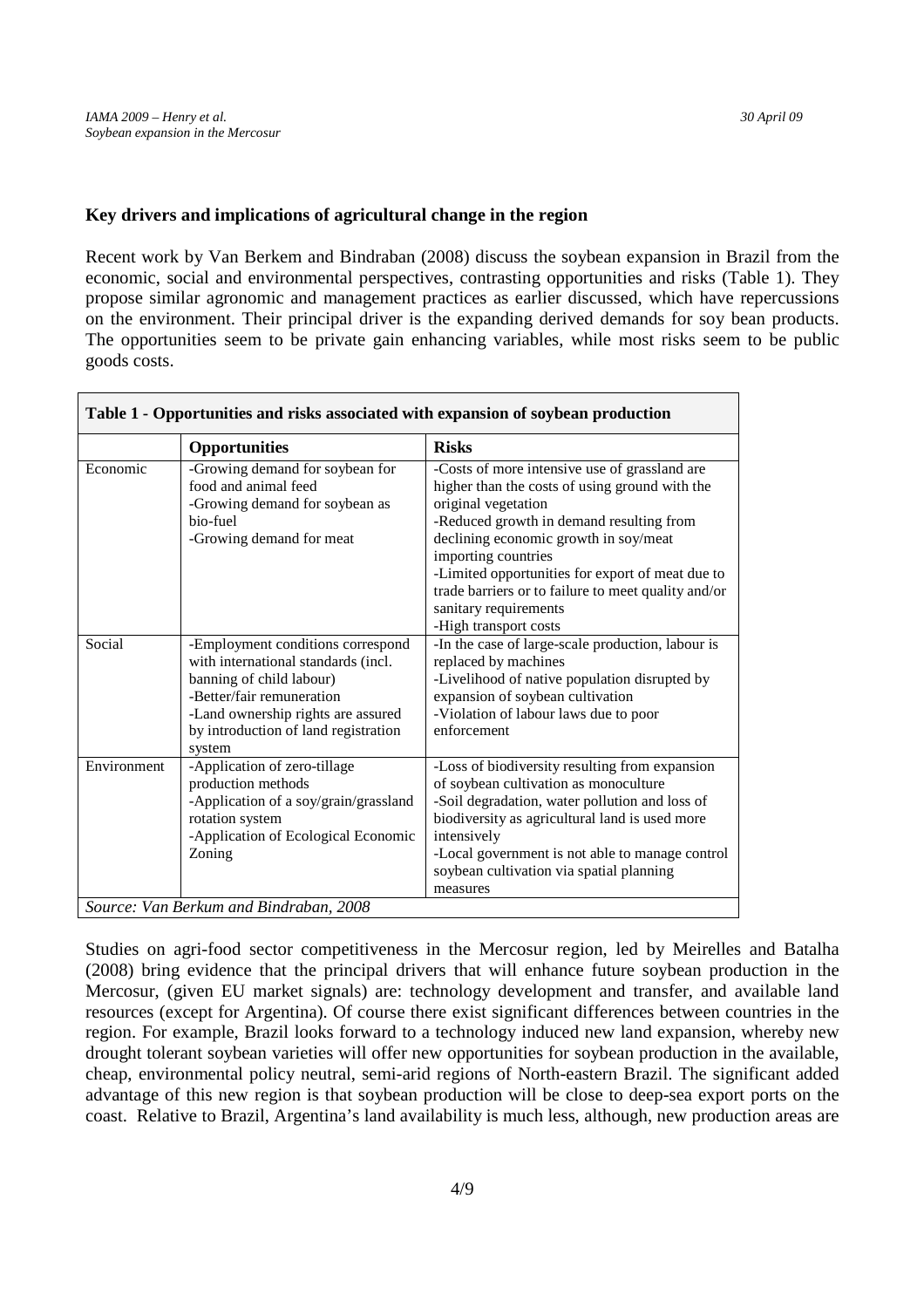**Key drivers and implications of agricultural change in the region**

Recent work by Van Berkem and Bindraban (2008) discuss the soybean expansion in Brazil from the economic, social and environmental perspectives, contrasting opportunities and risks (Table 1). They propose similar agronomic and management practices as earlier discussed, which have repercussions on the environment. Their principal driver is the expanding derived demands for soy bean products. The opportunities seem to be private gain enhancing variables, while most risks seem to be public goods costs.

**Table 1 - Opportunities and risks associated with expansion of soybean production**

| | **Opportunities** | **Risks** |
|---|---|---|
| Economic | -Growing demand for soybean for food and animal feed<br>-Growing demand for soybean as bio-fuel<br>-Growing demand for meat | -Costs of more intensive use of grassland are higher than the costs of using ground with the original vegetation<br>-Reduced growth in demand resulting from declining economic growth in soy/meat importing countries<br>-Limited opportunities for export of meat due to trade barriers or to failure to meet quality and/or sanitary requirements<br>-High transport costs |
| Social | -Employment conditions correspond with international standards (incl. banning of child labour)<br>-Better/fair remuneration<br>-Land ownership rights are assured by introduction of land registration system | -In the case of large-scale production, labour is replaced by machines<br>-Livelihood of native population disrupted by expansion of soybean cultivation<br>-Violation of labour laws due to poor enforcement |
| Environment | -Application of zero-tillage production methods<br>-Application of a soy/grain/grassland rotation system<br>-Application of Ecological Economic Zoning | -Loss of biodiversity resulting from expansion of soybean cultivation as monoculture<br>-Soil degradation, water pollution and loss of biodiversity as agricultural land is used more intensively<br>-Local government is not able to manage control soybean cultivation via spatial planning measures |

*Source: Van Berkum and Bindraban, 2008*

Studies on agri-food sector competitiveness in the Mercosur region, led by Meirelles and Batalha (2008) bring evidence that the principal drivers that will enhance future soybean production in the Mercosur, (given EU market signals) are: technology development and transfer, and available land resources (except for Argentina). Of course there exist significant differences between countries in the region. For example, Brazil looks forward to a technology induced new land expansion, whereby new drought tolerant soybean varieties will offer new opportunities for soybean production in the available, cheap, environmental policy neutral, semi-arid regions of North-eastern Brazil. The significant added advantage of this new region is that soybean production will be close to deep-sea export ports on the coast. Relative to Brazil, Argentina's land availability is much less, although, new production areas are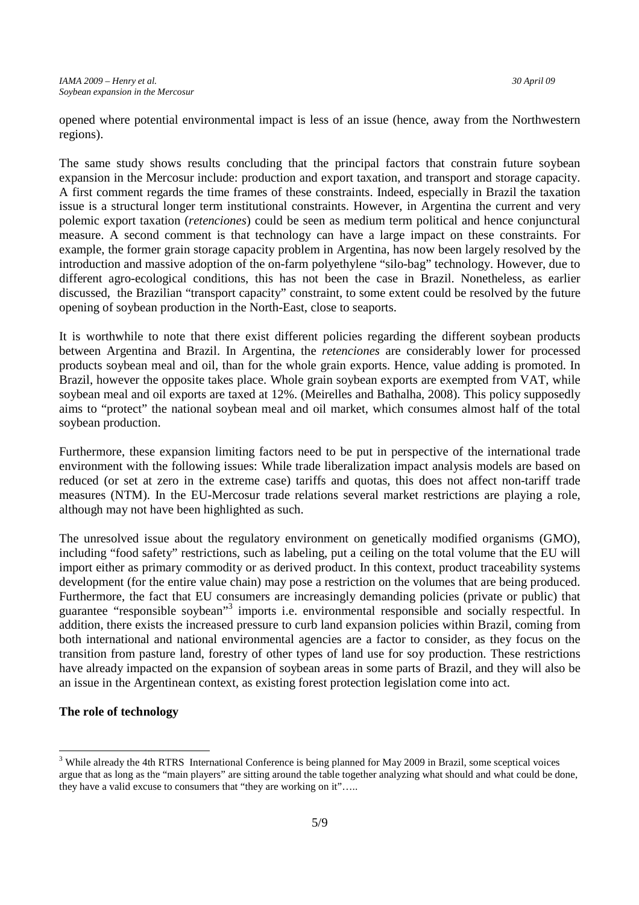opened where potential environmental impact is less of an issue (hence, away from the Northwestern regions).

The same study shows results concluding that the principal factors that constrain future soybean expansion in the Mercosur include: production and export taxation, and transport and storage capacity. A first comment regards the time frames of these constraints. Indeed, especially in Brazil the taxation issue is a structural longer term institutional constraints. However, in Argentina the current and very polemic export taxation (*retenciones*) could be seen as medium term political and hence conjunctural measure. A second comment is that technology can have a large impact on these constraints. For example, the former grain storage capacity problem in Argentina, has now been largely resolved by the introduction and massive adoption of the on-farm polyethylene "silo-bag" technology. However, due to different agro-ecological conditions, this has not been the case in Brazil. Nonetheless, as earlier discussed, the Brazilian "transport capacity" constraint, to some extent could be resolved by the future opening of soybean production in the North-East, close to seaports.

It is worthwhile to note that there exist different policies regarding the different soybean products between Argentina and Brazil. In Argentina, the *retenciones* are considerably lower for processed products soybean meal and oil, than for the whole grain exports. Hence, value adding is promoted. In Brazil, however the opposite takes place. Whole grain soybean exports are exempted from VAT, while soybean meal and oil exports are taxed at 12%. (Meirelles and Bathalha, 2008). This policy supposedly aims to "protect" the national soybean meal and oil market, which consumes almost half of the total soybean production.

Furthermore, these expansion limiting factors need to be put in perspective of the international trade environment with the following issues: While trade liberalization impact analysis models are based on reduced (or set at zero in the extreme case) tariffs and quotas, this does not affect non-tariff trade measures (NTM). In the EU-Mercosur trade relations several market restrictions are playing a role, although may not have been highlighted as such.

The unresolved issue about the regulatory environment on genetically modified organisms (GMO), including "food safety" restrictions, such as labeling, put a ceiling on the total volume that the EU will import either as primary commodity or as derived product. In this context, product traceability systems development (for the entire value chain) may pose a restriction on the volumes that are being produced. Furthermore, the fact that EU consumers are increasingly demanding policies (private or public) that guarantee "responsible soybean"[3] imports i.e. environmental responsible and socially respectful. In addition, there exists the increased pressure to curb land expansion policies within Brazil, coming from both international and national environmental agencies are a factor to consider, as they focus on the transition from pasture land, forestry of other types of land use for soy production. These restrictions have already impacted on the expansion of soybean areas in some parts of Brazil, and they will also be an issue in the Argentinean context, as existing forest protection legislation come into act.

**The role of technology**

[3] While already the 4th RTRS International Conference is being planned for May 2009 in Brazil, some sceptical voices argue that as long as the "main players" are sitting around the table together analyzing what should and what could be done, they have a valid excuse to consumers that "they are working on it"…..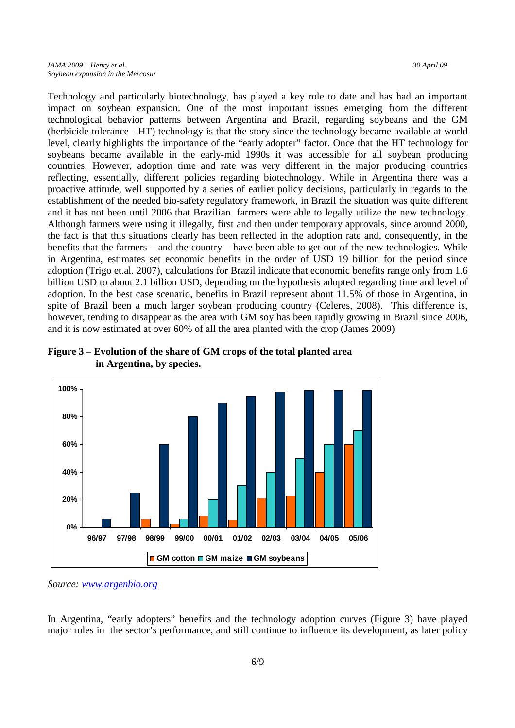Technology and particularly biotechnology, has played a key role to date and has had an important impact on soybean expansion. One of the most important issues emerging from the different technological behavior patterns between Argentina and Brazil, regarding soybeans and the GM (herbicide tolerance - HT) technology is that the story since the technology became available at world level, clearly highlights the importance of the "early adopter" factor. Once that the HT technology for soybeans became available in the early-mid 1990s it was accessible for all soybean producing countries. However, adoption time and rate was very different in the major producing countries reflecting, essentially, different policies regarding biotechnology. While in Argentina there was a proactive attitude, well supported by a series of earlier policy decisions, particularly in regards to the establishment of the needed bio-safety regulatory framework, in Brazil the situation was quite different and it has not been until 2006 that Brazilian farmers were able to legally utilize the new technology. Although farmers were using it illegally, first and then under temporary approvals, since around 2000, the fact is that this situations clearly has been reflected in the adoption rate and, consequently, in the benefits that the farmers – and the country – have been able to get out of the new technologies. While in Argentina, estimates set economic benefits in the order of USD 19 billion for the period since adoption (Trigo et.al. 2007), calculations for Brazil indicate that economic benefits range only from 1.6 billion USD to about 2.1 billion USD, depending on the hypothesis adopted regarding time and level of adoption. In the best case scenario, benefits in Brazil represent about 11.5% of those in Argentina, in spite of Brazil been a much larger soybean producing country (Celeres, 2008). This difference is, however, tending to disappear as the area with GM soy has been rapidly growing in Brazil since 2006, and it is now estimated at over 60% of all the area planted with the crop (James 2009)

**Figure 3 – Evolution of the share of GM crops of the total planted area in Argentina, by species.**

*Source: www.argenbio.org*

In Argentina, "early adopters" benefits and the technology adoption curves (Figure 3) have played major roles in the sector's performance, and still continue to influence its development, as later policy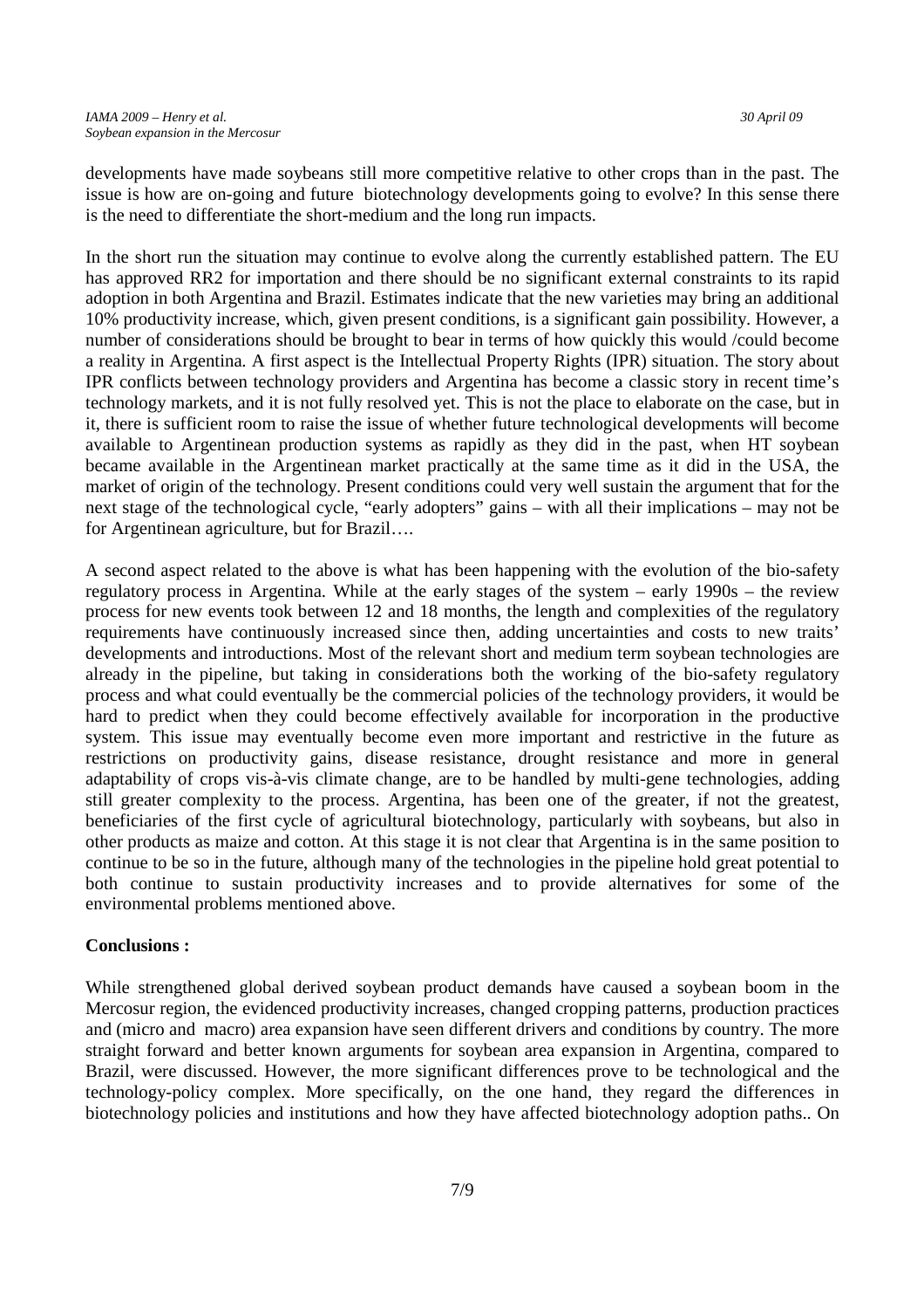developments have made soybeans still more competitive relative to other crops than in the past. The issue is how are on-going and future biotechnology developments going to evolve? In this sense there is the need to differentiate the short-medium and the long run impacts.

In the short run the situation may continue to evolve along the currently established pattern. The EU has approved RR2 for importation and there should be no significant external constraints to its rapid adoption in both Argentina and Brazil. Estimates indicate that the new varieties may bring an additional 10% productivity increase, which, given present conditions, is a significant gain possibility. However, a number of considerations should be brought to bear in terms of how quickly this would /could become a reality in Argentina. A first aspect is the Intellectual Property Rights (IPR) situation. The story about IPR conflicts between technology providers and Argentina has become a classic story in recent time's technology markets, and it is not fully resolved yet. This is not the place to elaborate on the case, but in it, there is sufficient room to raise the issue of whether future technological developments will become available to Argentinean production systems as rapidly as they did in the past, when HT soybean became available in the Argentinean market practically at the same time as it did in the USA, the market of origin of the technology. Present conditions could very well sustain the argument that for the next stage of the technological cycle, "early adopters" gains – with all their implications – may not be for Argentinean agriculture, but for Brazil….

A second aspect related to the above is what has been happening with the evolution of the bio-safety regulatory process in Argentina. While at the early stages of the system – early 1990s – the review process for new events took between 12 and 18 months, the length and complexities of the regulatory requirements have continuously increased since then, adding uncertainties and costs to new traits' developments and introductions. Most of the relevant short and medium term soybean technologies are already in the pipeline, but taking in considerations both the working of the bio-safety regulatory process and what could eventually be the commercial policies of the technology providers, it would be hard to predict when they could become effectively available for incorporation in the productive system. This issue may eventually become even more important and restrictive in the future as restrictions on productivity gains, disease resistance, drought resistance and more in general adaptability of crops vis-à-vis climate change, are to be handled by multi-gene technologies, adding still greater complexity to the process. Argentina, has been one of the greater, if not the greatest, beneficiaries of the first cycle of agricultural biotechnology, particularly with soybeans, but also in other products as maize and cotton. At this stage it is not clear that Argentina is in the same position to continue to be so in the future, although many of the technologies in the pipeline hold great potential to both continue to sustain productivity increases and to provide alternatives for some of the environmental problems mentioned above.

**Conclusions :**

While strengthened global derived soybean product demands have caused a soybean boom in the Mercosur region, the evidenced productivity increases, changed cropping patterns, production practices and (micro and macro) area expansion have seen different drivers and conditions by country. The more straight forward and better known arguments for soybean area expansion in Argentina, compared to Brazil, were discussed. However, the more significant differences prove to be technological and the technology-policy complex. More specifically, on the one hand, they regard the differences in biotechnology policies and institutions and how they have affected biotechnology adoption paths.. On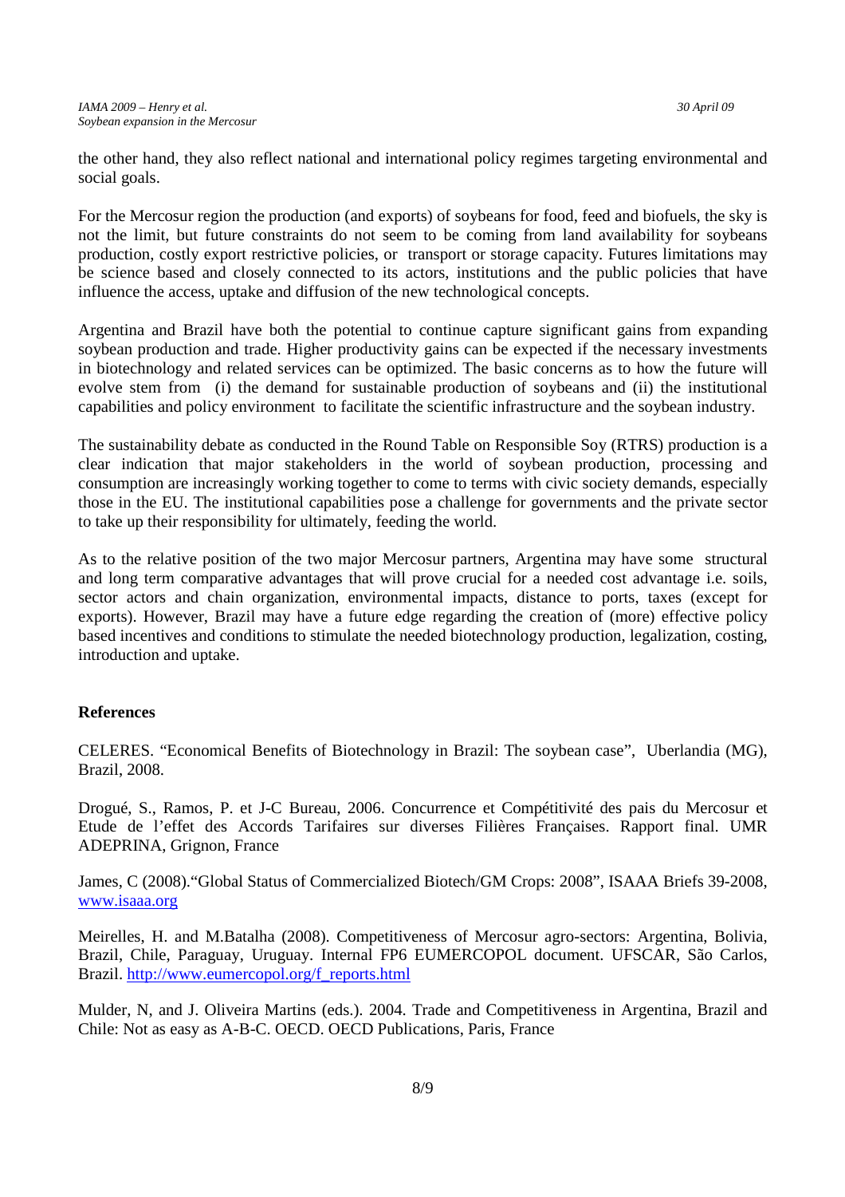the other hand, they also reflect national and international policy regimes targeting environmental and social goals.

For the Mercosur region the production (and exports) of soybeans for food, feed and biofuels, the sky is not the limit, but future constraints do not seem to be coming from land availability for soybeans production, costly export restrictive policies, or transport or storage capacity. Futures limitations may be science based and closely connected to its actors, institutions and the public policies that have influence the access, uptake and diffusion of the new technological concepts.

Argentina and Brazil have both the potential to continue capture significant gains from expanding soybean production and trade. Higher productivity gains can be expected if the necessary investments in biotechnology and related services can be optimized. The basic concerns as to how the future will evolve stem from (i) the demand for sustainable production of soybeans and (ii) the institutional capabilities and policy environment to facilitate the scientific infrastructure and the soybean industry.

The sustainability debate as conducted in the Round Table on Responsible Soy (RTRS) production is a clear indication that major stakeholders in the world of soybean production, processing and consumption are increasingly working together to come to terms with civic society demands, especially those in the EU. The institutional capabilities pose a challenge for governments and the private sector to take up their responsibility for ultimately, feeding the world.

As to the relative position of the two major Mercosur partners, Argentina may have some structural and long term comparative advantages that will prove crucial for a needed cost advantage i.e. soils, sector actors and chain organization, environmental impacts, distance to ports, taxes (except for exports). However, Brazil may have a future edge regarding the creation of (more) effective policy based incentives and conditions to stimulate the needed biotechnology production, legalization, costing, introduction and uptake.

**References**

CELERES. "Economical Benefits of Biotechnology in Brazil: The soybean case", Uberlandia (MG), Brazil, 2008.

Drogué, S., Ramos, P. et J-C Bureau, 2006. Concurrence et Compétitivité des pais du Mercosur et Etude de l'effet des Accords Tarifaires sur diverses Filières Françaises. Rapport final. UMR ADEPRINA, Grignon, France

James, C (2008)."Global Status of Commercialized Biotech/GM Crops: 2008", ISAAA Briefs 39-2008, www.isaaa.org

Meirelles, H. and M.Batalha (2008). Competitiveness of Mercosur agro-sectors: Argentina, Bolivia, Brazil, Chile, Paraguay, Uruguay. Internal FP6 EUMERCOPOL document. UFSCAR, São Carlos, Brazil. http://www.eumercopol.org/f_reports.html

Mulder, N, and J. Oliveira Martins (eds.). 2004. Trade and Competitiveness in Argentina, Brazil and Chile: Not as easy as A-B-C. OECD. OECD Publications, Paris, France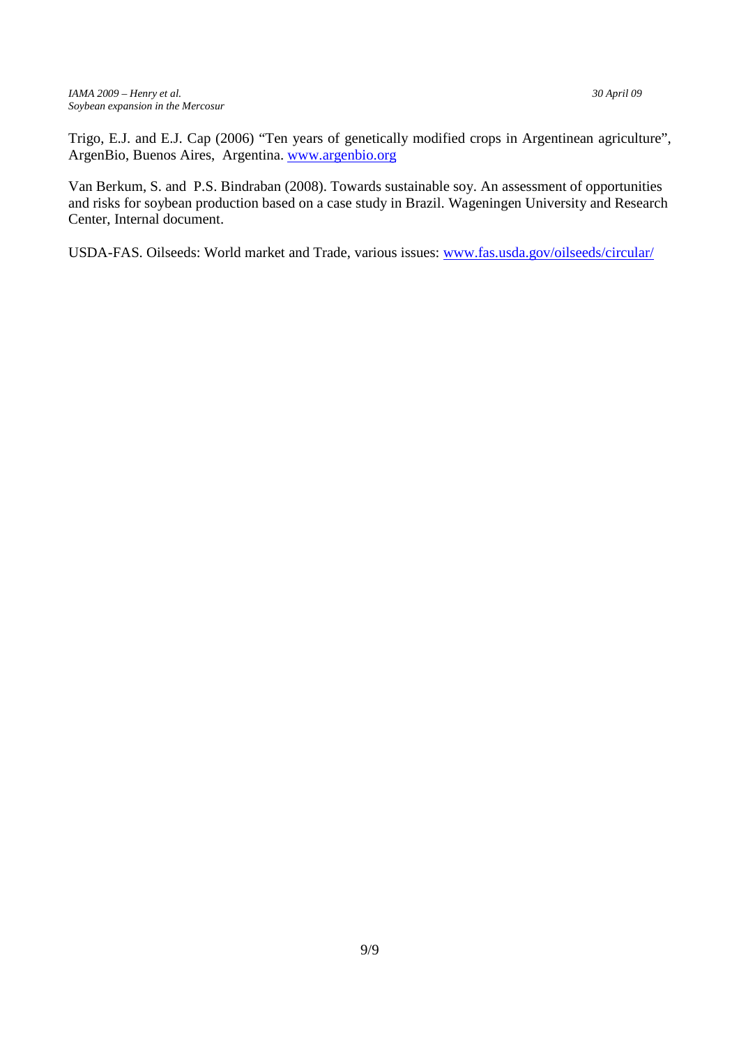Trigo, E.J. and E.J. Cap (2006) “Ten years of genetically modified crops in Argentinean agriculture”, ArgenBio, Buenos Aires, Argentina. www.argenbio.org

Van Berkum, S. and P.S. Bindraban (2008). Towards sustainable soy. An assessment of opportunities and risks for soybean production based on a case study in Brazil. Wageningen University and Research Center, Internal document.

USDA-FAS. Oilseeds: World market and Trade, various issues: www.fas.usda.gov/oilseeds/circular/